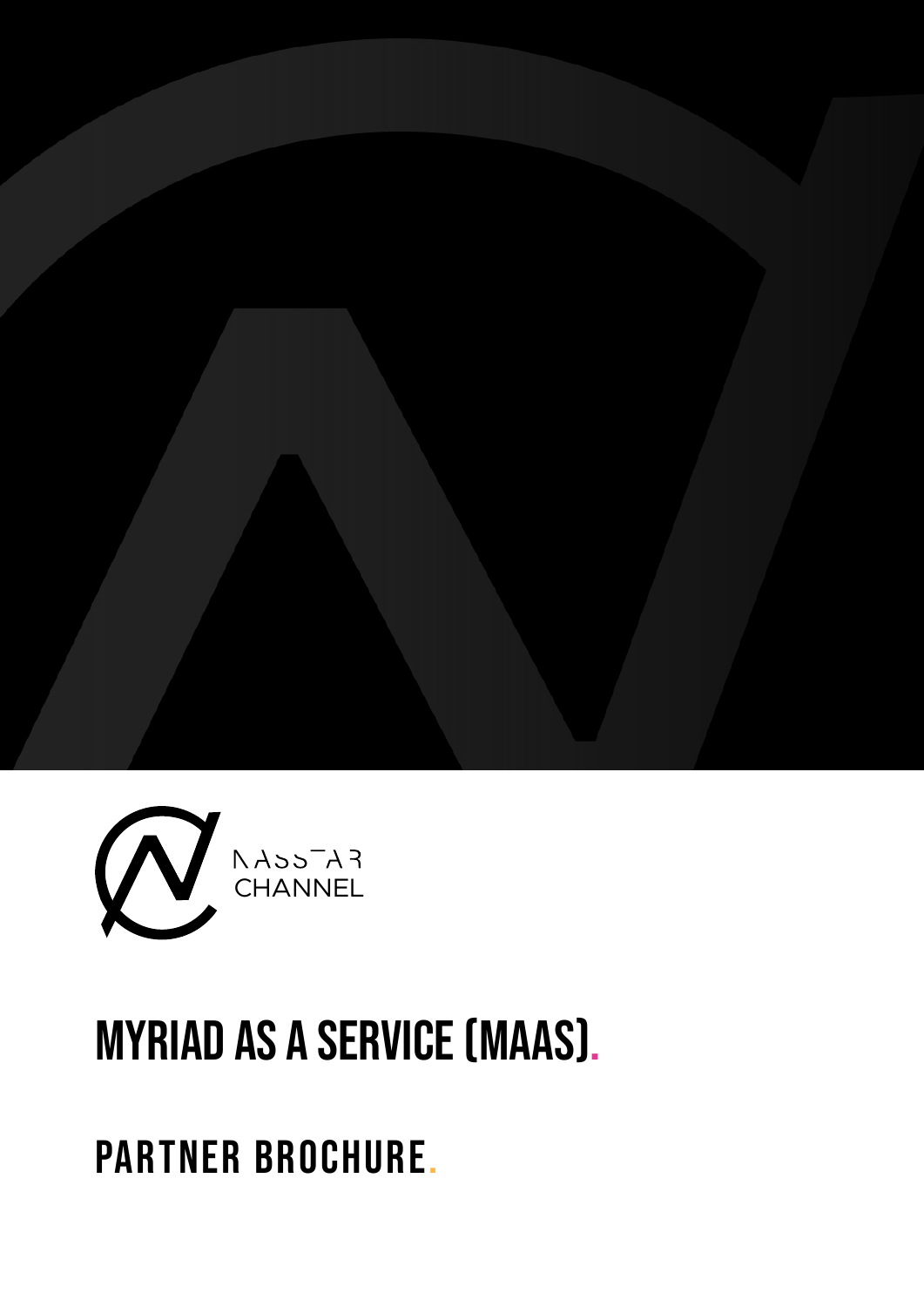NASSTAR CHANNEL

# MYRIAD AS A SERVICE (MAAS).

## PARTNER BROCHURE.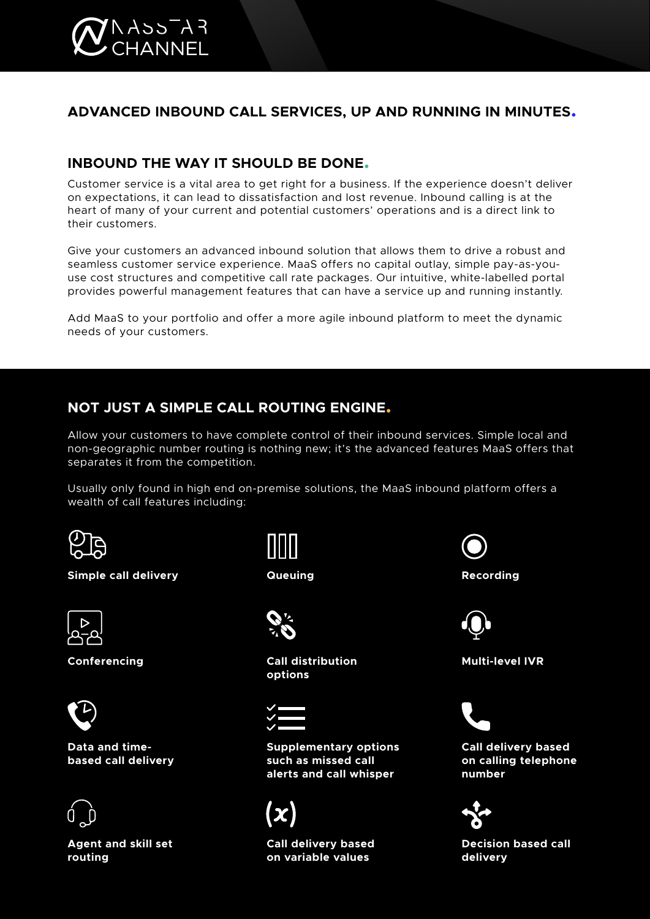## ADVANCED INBOUND CALL SERVICES, UP AND RUNNING IN MINUTES.

### INBOUND THE WAY IT SHOULD BE DONE.

Customer service is a vital area to get right for a business. If the experience doesn't deliver on expectations, it can lead to dissatisfaction and lost revenue. Inbound calling is at the heart of many of your current and potential customers' operations and is a direct link to their customers.

Give your customers an advanced inbound solution that allows them to drive a robust and seamless customer service experience. MaaS offers no capital outlay, simple pay-as-you-use cost structures and competitive call rate packages. Our intuitive, white-labelled portal provides powerful management features that can have a service up and running instantly.

Add MaaS to your portfolio and offer a more agile inbound platform to meet the dynamic needs of your customers.

### NOT JUST A SIMPLE CALL ROUTING ENGINE.

Allow your customers to have complete control of their inbound services. Simple local and non-geographic number routing is nothing new; it's the advanced features MaaS offers that separates it from the competition.

Usually only found in high end on-premise solutions, the MaaS inbound platform offers a wealth of call features including:

- **Simple call delivery**
- **Queuing**
- **Recording**
- **Conferencing**
- **Call distribution options**
- **Multi-level IVR**
- **Data and time-based call delivery**
- **Supplementary options such as missed call alerts and call whisper**
- **Call delivery based on calling telephone number**
- **Agent and skill set routing**
- **Call delivery based on variable values**
- **Decision based call delivery**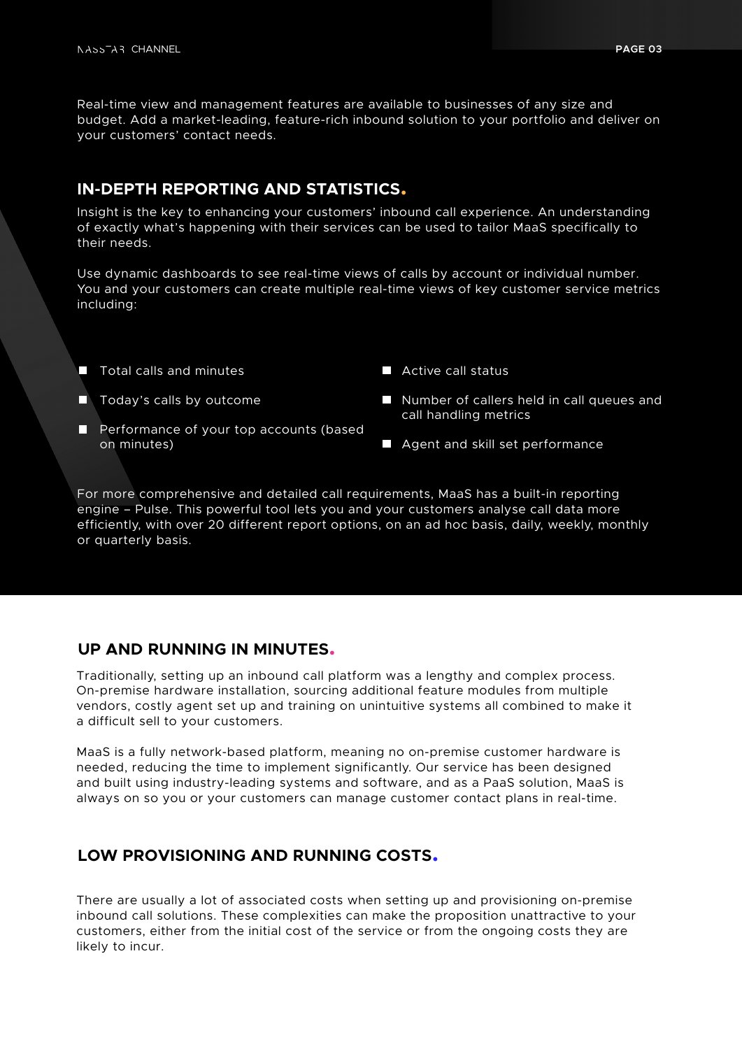Real-time view and management features are available to businesses of any size and budget. Add a market-leading, feature-rich inbound solution to your portfolio and deliver on your customers' contact needs.

## IN-DEPTH REPORTING AND STATISTICS.

Insight is the key to enhancing your customers' inbound call experience. An understanding of exactly what's happening with their services can be used to tailor MaaS specifically to their needs.

Use dynamic dashboards to see real-time views of calls by account or individual number. You and your customers can create multiple real-time views of key customer service metrics including:

- Total calls and minutes
- Today's calls by outcome
- Performance of your top accounts (based on minutes)
- Active call status
- Number of callers held in call queues and call handling metrics
- Agent and skill set performance

For more comprehensive and detailed call requirements, MaaS has a built-in reporting engine – Pulse. This powerful tool lets you and your customers analyse call data more efficiently, with over 20 different report options, on an ad hoc basis, daily, weekly, monthly or quarterly basis.

## UP AND RUNNING IN MINUTES.

Traditionally, setting up an inbound call platform was a lengthy and complex process. On-premise hardware installation, sourcing additional feature modules from multiple vendors, costly agent set up and training on unintuitive systems all combined to make it a difficult sell to your customers.

MaaS is a fully network-based platform, meaning no on-premise customer hardware is needed, reducing the time to implement significantly. Our service has been designed and built using industry-leading systems and software, and as a PaaS solution, MaaS is always on so you or your customers can manage customer contact plans in real-time.

## LOW PROVISIONING AND RUNNING COSTS.

There are usually a lot of associated costs when setting up and provisioning on-premise inbound call solutions. These complexities can make the proposition unattractive to your customers, either from the initial cost of the service or from the ongoing costs they are likely to incur.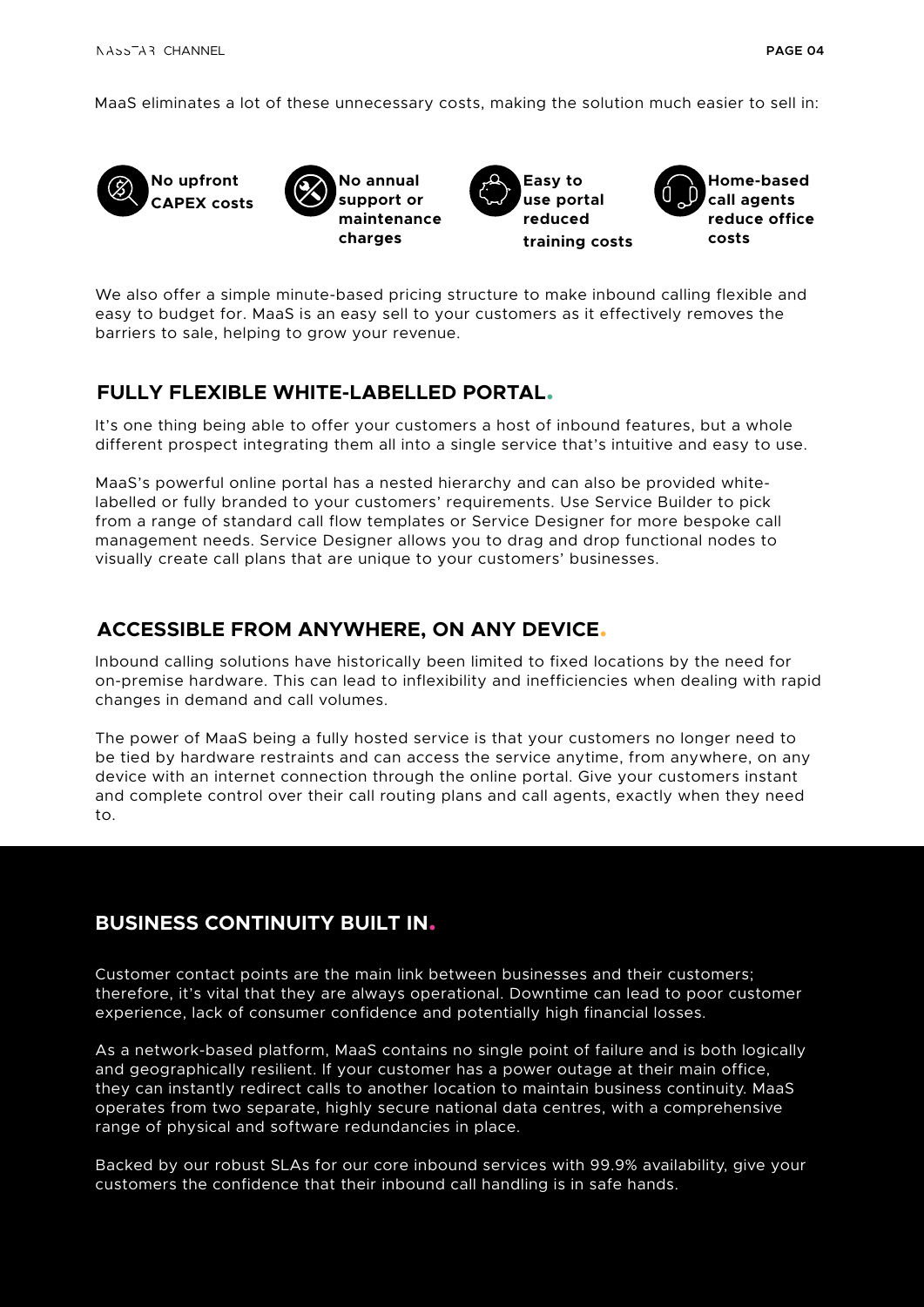MaaS eliminates a lot of these unnecessary costs, making the solution much easier to sell in:

- **No upfront CAPEX costs**
- **No annual support or maintenance charges**
- **Easy to use portal reduced training costs**
- **Home-based call agents reduce office costs**

We also offer a simple minute-based pricing structure to make inbound calling flexible and easy to budget for. MaaS is an easy sell to your customers as it effectively removes the barriers to sale, helping to grow your revenue.

## FULLY FLEXIBLE WHITE-LABELLED PORTAL.

It's one thing being able to offer your customers a host of inbound features, but a whole different prospect integrating them all into a single service that's intuitive and easy to use.

MaaS's powerful online portal has a nested hierarchy and can also be provided white-labelled or fully branded to your customers' requirements. Use Service Builder to pick from a range of standard call flow templates or Service Designer for more bespoke call management needs. Service Designer allows you to drag and drop functional nodes to visually create call plans that are unique to your customers' businesses.

## ACCESSIBLE FROM ANYWHERE, ON ANY DEVICE.

Inbound calling solutions have historically been limited to fixed locations by the need for on-premise hardware. This can lead to inflexibility and inefficiencies when dealing with rapid changes in demand and call volumes.

The power of MaaS being a fully hosted service is that your customers no longer need to be tied by hardware restraints and can access the service anytime, from anywhere, on any device with an internet connection through the online portal. Give your customers instant and complete control over their call routing plans and call agents, exactly when they need to.

## BUSINESS CONTINUITY BUILT IN.

Customer contact points are the main link between businesses and their customers; therefore, it's vital that they are always operational. Downtime can lead to poor customer experience, lack of consumer confidence and potentially high financial losses.

As a network-based platform, MaaS contains no single point of failure and is both logically and geographically resilient. If your customer has a power outage at their main office, they can instantly redirect calls to another location to maintain business continuity. MaaS operates from two separate, highly secure national data centres, with a comprehensive range of physical and software redundancies in place.

Backed by our robust SLAs for our core inbound services with 99.9% availability, give your customers the confidence that their inbound call handling is in safe hands.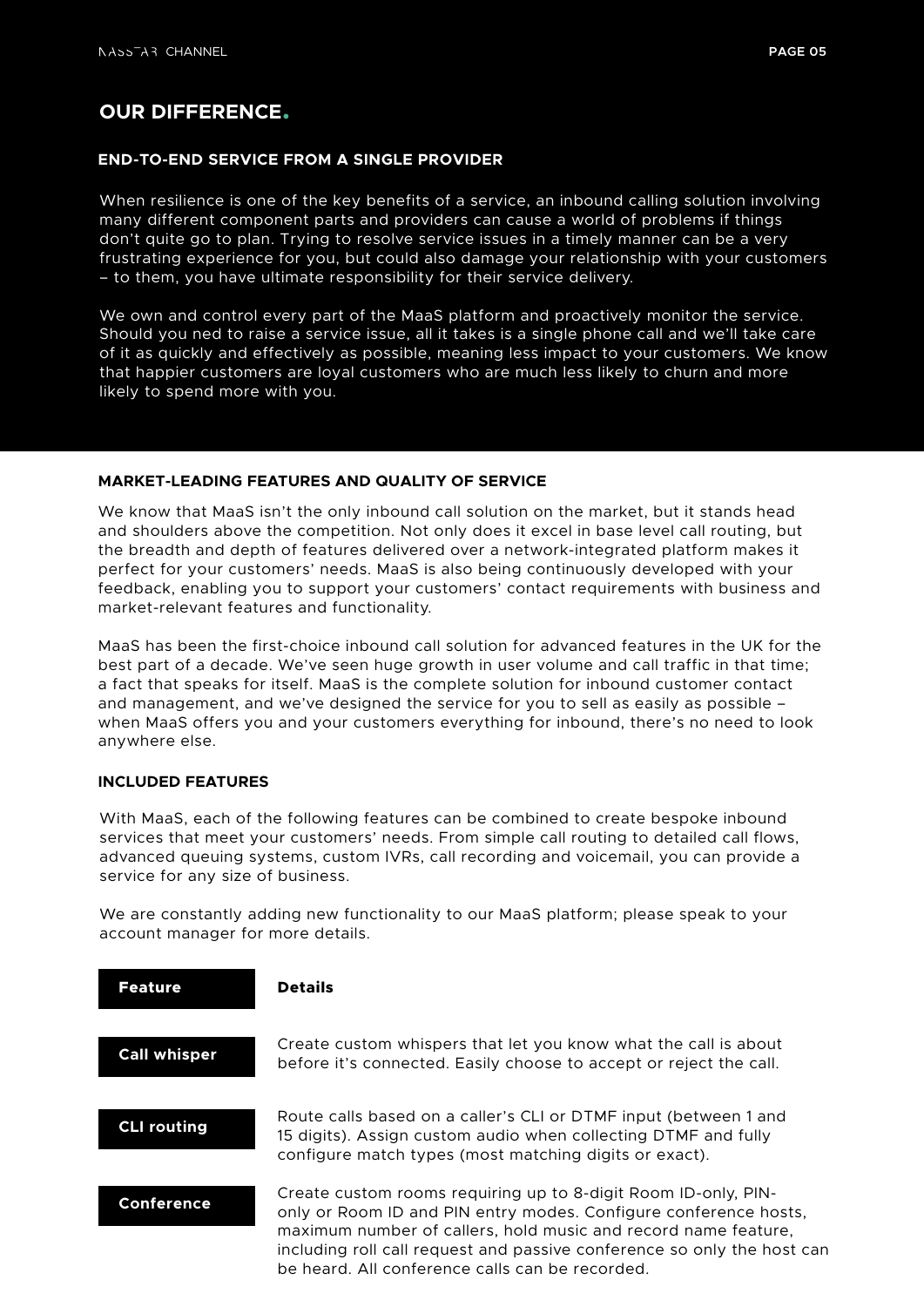## OUR DIFFERENCE.

### END-TO-END SERVICE FROM A SINGLE PROVIDER

When resilience is one of the key benefits of a service, an inbound calling solution involving many different component parts and providers can cause a world of problems if things don't quite go to plan. Trying to resolve service issues in a timely manner can be a very frustrating experience for you, but could also damage your relationship with your customers – to them, you have ultimate responsibility for their service delivery.

We own and control every part of the MaaS platform and proactively monitor the service. Should you ned to raise a service issue, all it takes is a single phone call and we'll take care of it as quickly and effectively as possible, meaning less impact to your customers. We know that happier customers are loyal customers who are much less likely to churn and more likely to spend more with you.

### MARKET-LEADING FEATURES AND QUALITY OF SERVICE

We know that MaaS isn't the only inbound call solution on the market, but it stands head and shoulders above the competition. Not only does it excel in base level call routing, but the breadth and depth of features delivered over a network-integrated platform makes it perfect for your customers' needs. MaaS is also being continuously developed with your feedback, enabling you to support your customers' contact requirements with business and market-relevant features and functionality.

MaaS has been the first-choice inbound call solution for advanced features in the UK for the best part of a decade. We've seen huge growth in user volume and call traffic in that time; a fact that speaks for itself. MaaS is the complete solution for inbound customer contact and management, and we've designed the service for you to sell as easily as possible – when MaaS offers you and your customers everything for inbound, there's no need to look anywhere else.

### INCLUDED FEATURES

With MaaS, each of the following features can be combined to create bespoke inbound services that meet your customers' needs. From simple call routing to detailed call flows, advanced queuing systems, custom IVRs, call recording and voicemail, you can provide a service for any size of business.

We are constantly adding new functionality to our MaaS platform; please speak to your account manager for more details.

| Feature | Details |
| --- | --- |
| Call whisper | Create custom whispers that let you know what the call is about before it's connected. Easily choose to accept or reject the call. |
| CLI routing | Route calls based on a caller's CLI or DTMF input (between 1 and 15 digits). Assign custom audio when collecting DTMF and fully configure match types (most matching digits or exact). |
| Conference | Create custom rooms requiring up to 8-digit Room ID-only, PIN-only or Room ID and PIN entry modes. Configure conference hosts, maximum number of callers, hold music and record name feature, including roll call request and passive conference so only the host can be heard. All conference calls can be recorded. |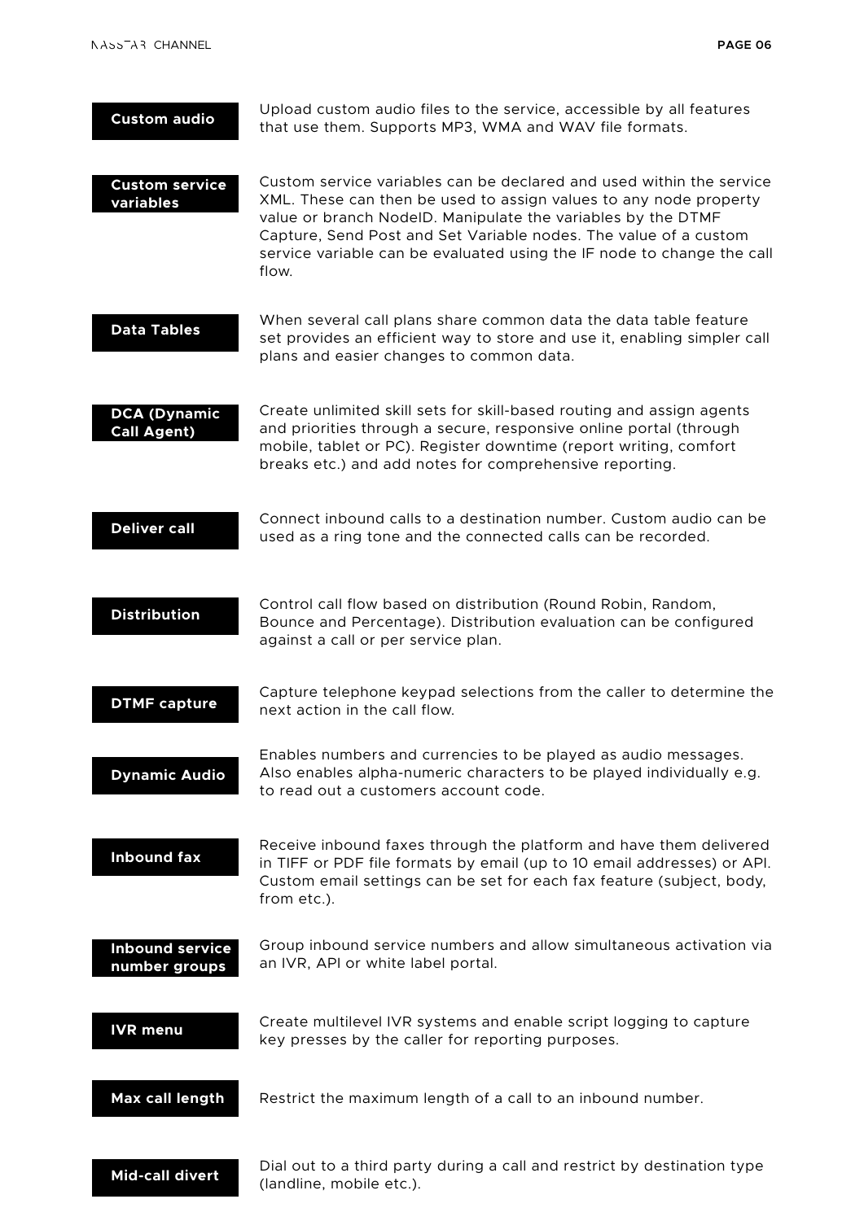**Custom audio**

Upload custom audio files to the service, accessible by all features that use them. Supports MP3, WMA and WAV file formats.

**Custom service variables**

Custom service variables can be declared and used within the service XML. These can then be used to assign values to any node property value or branch NodeID. Manipulate the variables by the DTMF Capture, Send Post and Set Variable nodes. The value of a custom service variable can be evaluated using the IF node to change the call flow.

**Data Tables**

When several call plans share common data the data table feature set provides an efficient way to store and use it, enabling simpler call plans and easier changes to common data.

**DCA (Dynamic Call Agent)**

Create unlimited skill sets for skill-based routing and assign agents and priorities through a secure, responsive online portal (through mobile, tablet or PC). Register downtime (report writing, comfort breaks etc.) and add notes for comprehensive reporting.

**Deliver call**

Connect inbound calls to a destination number. Custom audio can be used as a ring tone and the connected calls can be recorded.

**Distribution**

Control call flow based on distribution (Round Robin, Random, Bounce and Percentage). Distribution evaluation can be configured against a call or per service plan.

**DTMF capture**

Capture telephone keypad selections from the caller to determine the next action in the call flow.

**Dynamic Audio**

Enables numbers and currencies to be played as audio messages. Also enables alpha-numeric characters to be played individually e.g. to read out a customers account code.

**Inbound fax**

Receive inbound faxes through the platform and have them delivered in TIFF or PDF file formats by email (up to 10 email addresses) or API. Custom email settings can be set for each fax feature (subject, body, from etc.).

**Inbound service number groups**

Group inbound service numbers and allow simultaneous activation via an IVR, API or white label portal.

**IVR menu**

Create multilevel IVR systems and enable script logging to capture key presses by the caller for reporting purposes.

**Max call length**

Restrict the maximum length of a call to an inbound number.

**Mid-call divert**

Dial out to a third party during a call and restrict by destination type (landline, mobile etc.).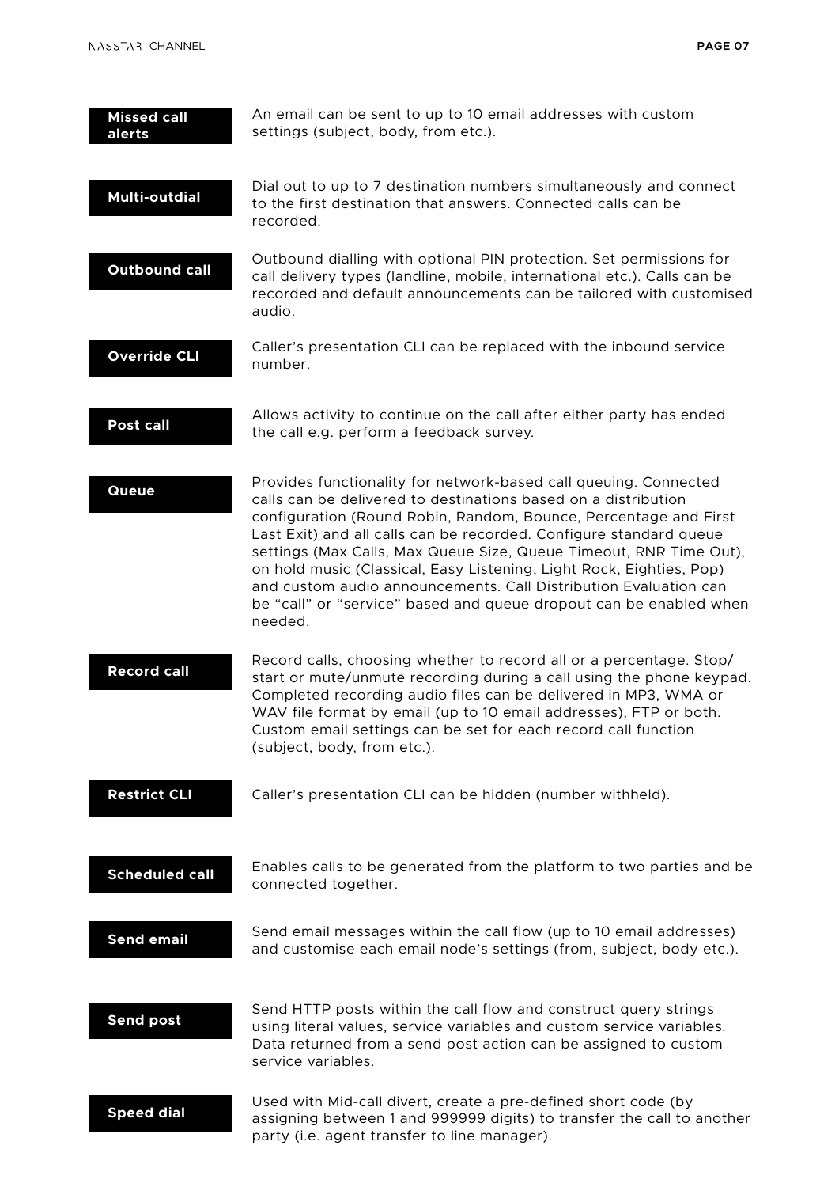**Missed call alerts**

An email can be sent to up to 10 email addresses with custom settings (subject, body, from etc.).

**Multi-outdial**

Dial out to up to 7 destination numbers simultaneously and connect to the first destination that answers. Connected calls can be recorded.

**Outbound call**

Outbound dialling with optional PIN protection. Set permissions for call delivery types (landline, mobile, international etc.). Calls can be recorded and default announcements can be tailored with customised audio.

**Override CLI**

Caller's presentation CLI can be replaced with the inbound service number.

**Post call**

Allows activity to continue on the call after either party has ended the call e.g. perform a feedback survey.

**Queue**

Provides functionality for network-based call queuing. Connected calls can be delivered to destinations based on a distribution configuration (Round Robin, Random, Bounce, Percentage and First Last Exit) and all calls can be recorded. Configure standard queue settings (Max Calls, Max Queue Size, Queue Timeout, RNR Time Out), on hold music (Classical, Easy Listening, Light Rock, Eighties, Pop) and custom audio announcements. Call Distribution Evaluation can be "call" or "service" based and queue dropout can be enabled when needed.

**Record call**

Record calls, choosing whether to record all or a percentage. Stop/start or mute/unmute recording during a call using the phone keypad. Completed recording audio files can be delivered in MP3, WMA or WAV file format by email (up to 10 email addresses), FTP or both. Custom email settings can be set for each record call function (subject, body, from etc.).

**Restrict CLI**

Caller's presentation CLI can be hidden (number withheld).

**Scheduled call**

Enables calls to be generated from the platform to two parties and be connected together.

**Send email**

Send email messages within the call flow (up to 10 email addresses) and customise each email node's settings (from, subject, body etc.).

**Send post**

Send HTTP posts within the call flow and construct query strings using literal values, service variables and custom service variables. Data returned from a send post action can be assigned to custom service variables.

**Speed dial**

Used with Mid-call divert, create a pre-defined short code (by assigning between 1 and 999999 digits) to transfer the call to another party (i.e. agent transfer to line manager).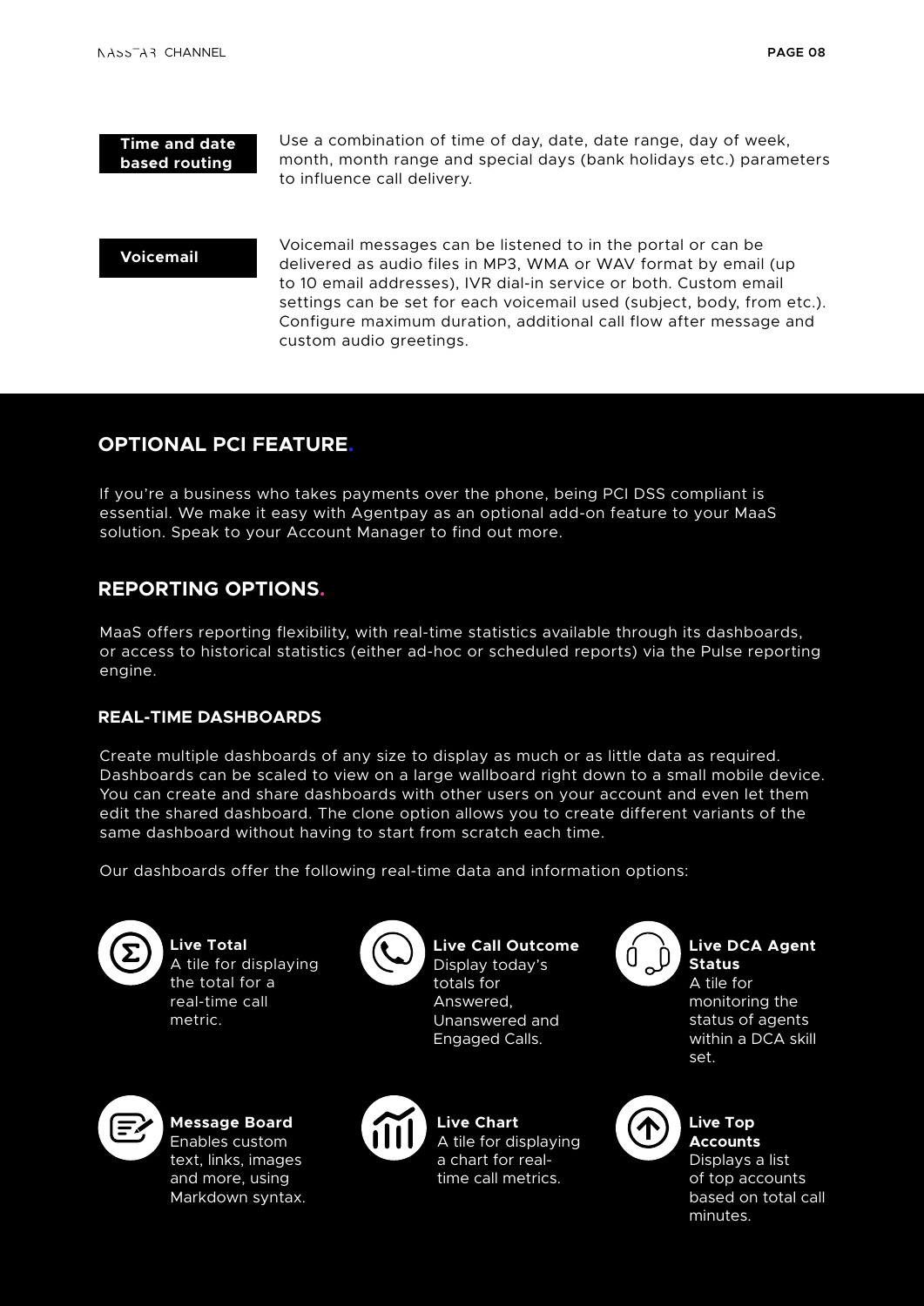**Time and date based routing**

Use a combination of time of day, date, date range, day of week, month, month range and special days (bank holidays etc.) parameters to influence call delivery.

**Voicemail**

Voicemail messages can be listened to in the portal or can be delivered as audio files in MP3, WMA or WAV format by email (up to 10 email addresses), IVR dial-in service or both. Custom email settings can be set for each voicemail used (subject, body, from etc.). Configure maximum duration, additional call flow after message and custom audio greetings.

## OPTIONAL PCI FEATURE.

If you're a business who takes payments over the phone, being PCI DSS compliant is essential. We make it easy with Agentpay as an optional add-on feature to your MaaS solution. Speak to your Account Manager to find out more.

## REPORTING OPTIONS.

MaaS offers reporting flexibility, with real-time statistics available through its dashboards, or access to historical statistics (either ad-hoc or scheduled reports) via the Pulse reporting engine.

### REAL-TIME DASHBOARDS

Create multiple dashboards of any size to display as much or as little data as required. Dashboards can be scaled to view on a large wallboard right down to a small mobile device. You can create and share dashboards with other users on your account and even let them edit the shared dashboard. The clone option allows you to create different variants of the same dashboard without having to start from scratch each time.

Our dashboards offer the following real-time data and information options:

**Live Total**
A tile for displaying the total for a real-time call metric.

**Live Call Outcome**
Display today's totals for Answered, Unanswered and Engaged Calls.

**Live DCA Agent Status**
A tile for monitoring the status of agents within a DCA skill set.

**Message Board**
Enables custom text, links, images and more, using Markdown syntax.

**Live Chart**
A tile for displaying a chart for real-time call metrics.

**Live Top Accounts**
Displays a list of top accounts based on total call minutes.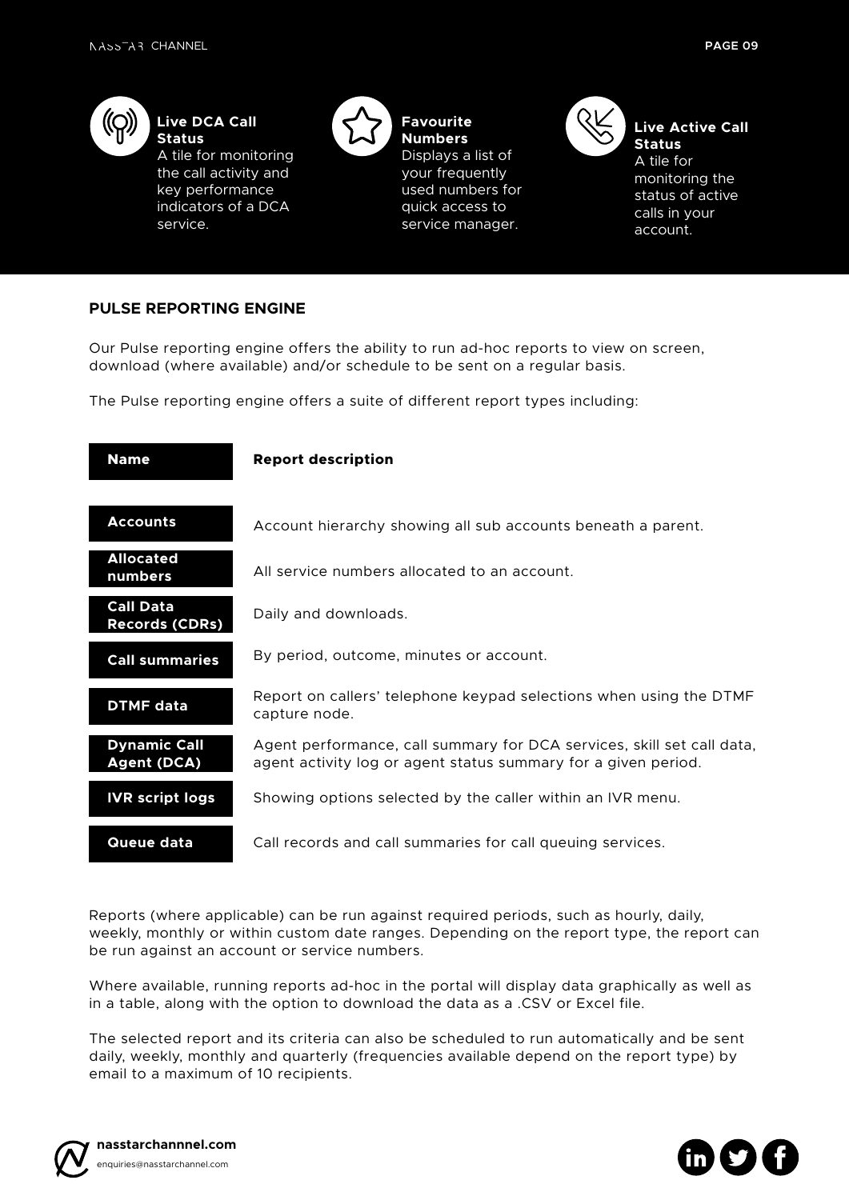**Live DCA Call Status**
A tile for monitoring the call activity and key performance indicators of a DCA service.

**Favourite Numbers**
Displays a list of your frequently used numbers for quick access to service manager.

**Live Active Call Status**
A tile for monitoring the status of active calls in your account.

## PULSE REPORTING ENGINE

Our Pulse reporting engine offers the ability to run ad-hoc reports to view on screen, download (where available) and/or schedule to be sent on a regular basis.

The Pulse reporting engine offers a suite of different report types including:

| Name | Report description |
|---|---|
| Accounts | Account hierarchy showing all sub accounts beneath a parent. |
| Allocated numbers | All service numbers allocated to an account. |
| Call Data Records (CDRs) | Daily and downloads. |
| Call summaries | By period, outcome, minutes or account. |
| DTMF data | Report on callers' telephone keypad selections when using the DTMF capture node. |
| Dynamic Call Agent (DCA) | Agent performance, call summary for DCA services, skill set call data, agent activity log or agent status summary for a given period. |
| IVR script logs | Showing options selected by the caller within an IVR menu. |
| Queue data | Call records and call summaries for call queuing services. |

Reports (where applicable) can be run against required periods, such as hourly, daily, weekly, monthly or within custom date ranges. Depending on the report type, the report can be run against an account or service numbers.

Where available, running reports ad-hoc in the portal will display data graphically as well as in a table, along with the option to download the data as a .CSV or Excel file.

The selected report and its criteria can also be scheduled to run automatically and be sent daily, weekly, monthly and quarterly (frequencies available depend on the report type) by email to a maximum of 10 recipients.

**nasstarchannnel.com**
enquiries@nasstarchannel.com